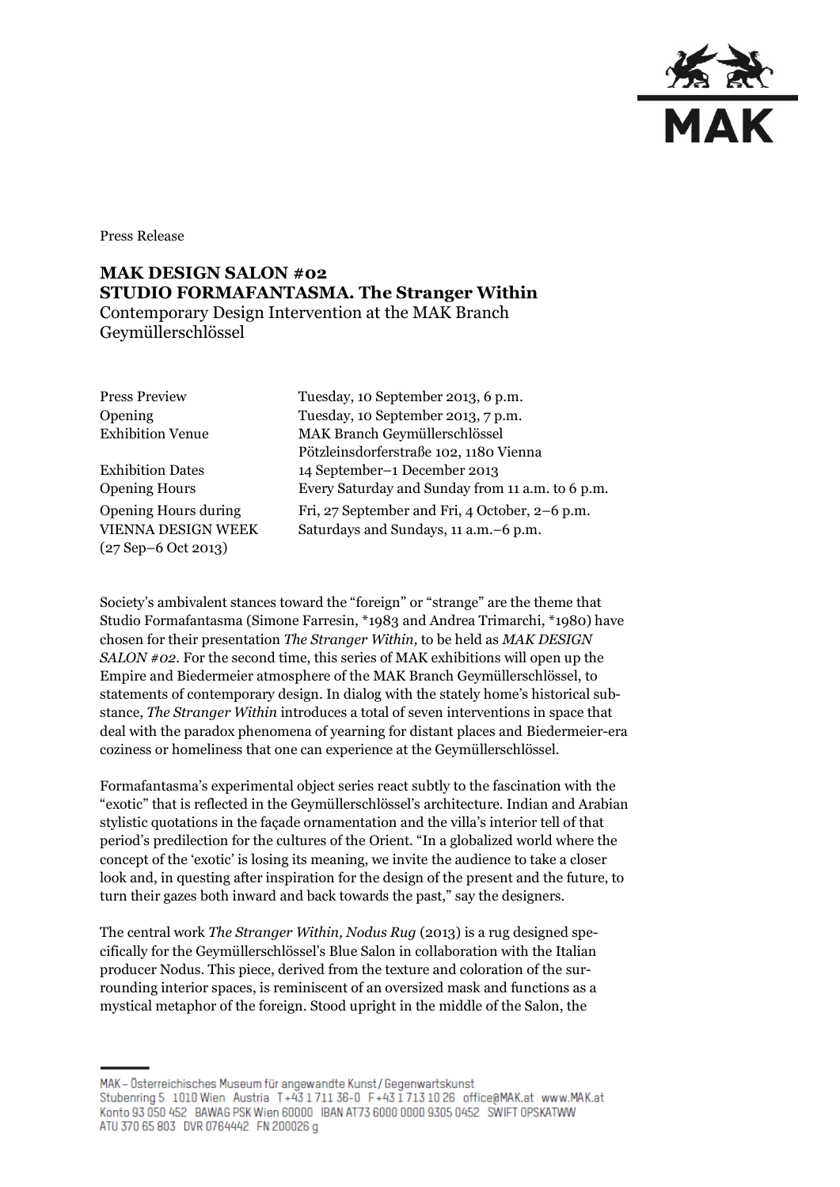Press Release

# MAK DESIGN SALON #02
## STUDIO FORMAFANTASMA. The Stranger Within

Contemporary Design Intervention at the MAK Branch Geymüllerschlössel

| | |
|---|---|
| Press Preview | Tuesday, 10 September 2013, 6 p.m. |
| Opening | Tuesday, 10 September 2013, 7 p.m. |
| Exhibition Venue | MAK Branch Geymüllerschlössel<br>Pötzleinsdorferstraße 102, 1180 Vienna |
| Exhibition Dates | 14 September–1 December 2013 |
| Opening Hours | Every Saturday and Sunday from 11 a.m. to 6 p.m. |
| Opening Hours during VIENNA DESIGN WEEK (27 Sep–6 Oct 2013) | Fri, 27 September and Fri, 4 October, 2–6 p.m.<br>Saturdays and Sundays, 11 a.m.–6 p.m. |

Society's ambivalent stances toward the "foreign" or "strange" are the theme that Studio Formafantasma (Simone Farresin, *1983 and Andrea Trimarchi, *1980) have chosen for their presentation *The Stranger Within,* to be held as *MAK DESIGN SALON #02*. For the second time, this series of MAK exhibitions will open up the Empire and Biedermeier atmosphere of the MAK Branch Geymüllerschlössel, to statements of contemporary design. In dialog with the stately home's historical substance, *The Stranger Within* introduces a total of seven interventions in space that deal with the paradox phenomena of yearning for distant places and Biedermeier-era coziness or homeliness that one can experience at the Geymüllerschlössel.

Formafantasma's experimental object series react subtly to the fascination with the "exotic" that is reflected in the Geymüllerschlössel's architecture. Indian and Arabian stylistic quotations in the façade ornamentation and the villa's interior tell of that period's predilection for the cultures of the Orient. "In a globalized world where the concept of the 'exotic' is losing its meaning, we invite the audience to take a closer look and, in questing after inspiration for the design of the present and the future, to turn their gazes both inward and back towards the past," say the designers.

The central work *The Stranger Within, Nodus Rug* (2013) is a rug designed specifically for the Geymüllerschlössel's Blue Salon in collaboration with the Italian producer Nodus. This piece, derived from the texture and coloration of the surrounding interior spaces, is reminiscent of an oversized mask and functions as a mystical metaphor of the foreign. Stood upright in the middle of the Salon, the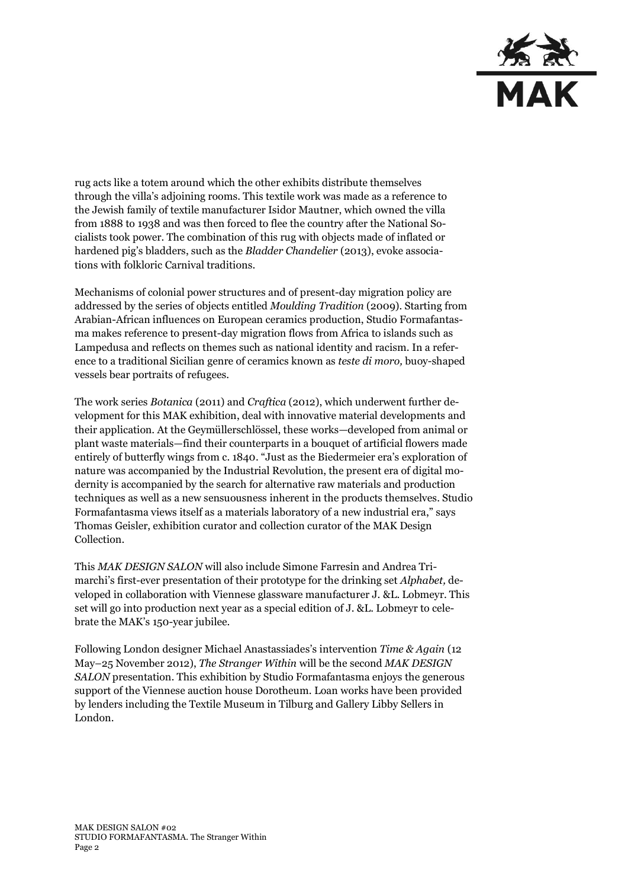rug acts like a totem around which the other exhibits distribute themselves through the villa's adjoining rooms. This textile work was made as a reference to the Jewish family of textile manufacturer Isidor Mautner, which owned the villa from 1888 to 1938 and was then forced to flee the country after the National Socialists took power. The combination of this rug with objects made of inflated or hardened pig's bladders, such as the *Bladder Chandelier* (2013), evoke associations with folkloric Carnival traditions.

Mechanisms of colonial power structures and of present-day migration policy are addressed by the series of objects entitled *Moulding Tradition* (2009). Starting from Arabian-African influences on European ceramics production, Studio Formafantasma makes reference to present-day migration flows from Africa to islands such as Lampedusa and reflects on themes such as national identity and racism. In a reference to a traditional Sicilian genre of ceramics known as *teste di moro,* buoy-shaped vessels bear portraits of refugees.

The work series *Botanica* (2011) and *Craftica* (2012), which underwent further development for this MAK exhibition, deal with innovative material developments and their application. At the Geymüllerschlössel, these works—developed from animal or plant waste materials—find their counterparts in a bouquet of artificial flowers made entirely of butterfly wings from c. 1840. "Just as the Biedermeier era's exploration of nature was accompanied by the Industrial Revolution, the present era of digital modernity is accompanied by the search for alternative raw materials and production techniques as well as a new sensuousness inherent in the products themselves. Studio Formafantasma views itself as a materials laboratory of a new industrial era," says Thomas Geisler, exhibition curator and collection curator of the MAK Design Collection.

This *MAK DESIGN SALON* will also include Simone Farresin and Andrea Trimarchi's first-ever presentation of their prototype for the drinking set *Alphabet,* developed in collaboration with Viennese glassware manufacturer J. &L. Lobmeyr. This set will go into production next year as a special edition of J. &L. Lobmeyr to celebrate the MAK's 150-year jubilee.

Following London designer Michael Anastassiades's intervention *Time & Again* (12 May–25 November 2012), *The Stranger Within* will be the second *MAK DESIGN SALON* presentation. This exhibition by Studio Formafantasma enjoys the generous support of the Viennese auction house Dorotheum. Loan works have been provided by lenders including the Textile Museum in Tilburg and Gallery Libby Sellers in London.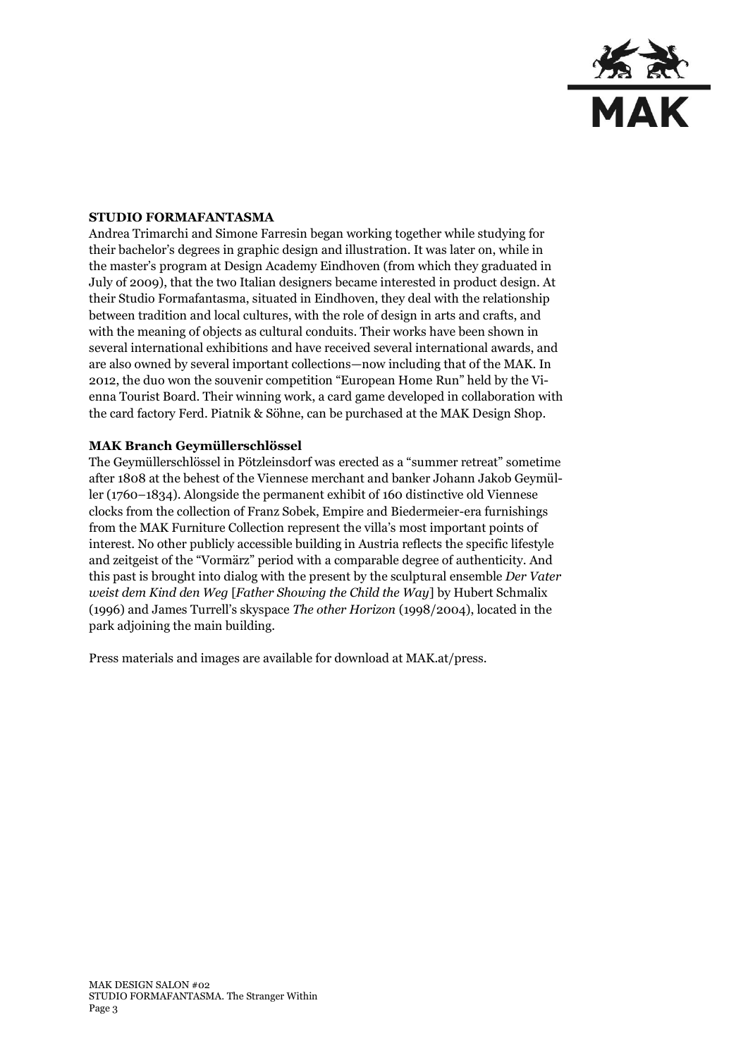**STUDIO FORMAFANTASMA**

Andrea Trimarchi and Simone Farresin began working together while studying for their bachelor's degrees in graphic design and illustration. It was later on, while in the master's program at Design Academy Eindhoven (from which they graduated in July of 2009), that the two Italian designers became interested in product design. At their Studio Formafantasma, situated in Eindhoven, they deal with the relationship between tradition and local cultures, with the role of design in arts and crafts, and with the meaning of objects as cultural conduits. Their works have been shown in several international exhibitions and have received several international awards, and are also owned by several important collections—now including that of the MAK. In 2012, the duo won the souvenir competition "European Home Run" held by the Vienna Tourist Board. Their winning work, a card game developed in collaboration with the card factory Ferd. Piatnik & Söhne, can be purchased at the MAK Design Shop.

**MAK Branch Geymüllerschlössel**

The Geymüllerschlössel in Pötzleinsdorf was erected as a "summer retreat" sometime after 1808 at the behest of the Viennese merchant and banker Johann Jakob Geymüller (1760–1834). Alongside the permanent exhibit of 160 distinctive old Viennese clocks from the collection of Franz Sobek, Empire and Biedermeier-era furnishings from the MAK Furniture Collection represent the villa's most important points of interest. No other publicly accessible building in Austria reflects the specific lifestyle and zeitgeist of the "Vormärz" period with a comparable degree of authenticity. And this past is brought into dialog with the present by the sculptural ensemble *Der Vater weist dem Kind den Weg* [*Father Showing the Child the Way*] by Hubert Schmalix (1996) and James Turrell's skyspace *The other Horizon* (1998/2004), located in the park adjoining the main building.

Press materials and images are available for download at MAK.at/press.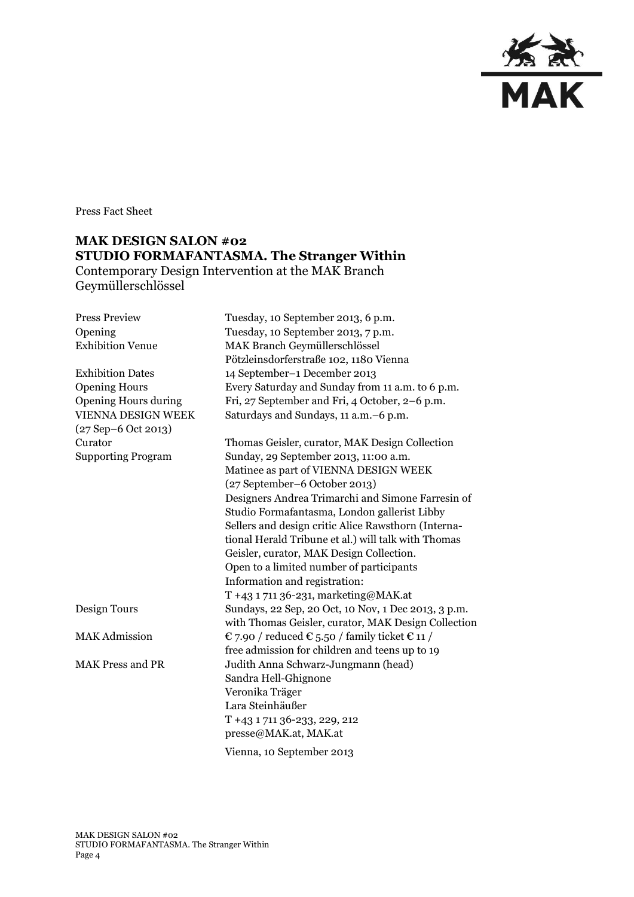Press Fact Sheet

## MAK DESIGN SALON #02
## STUDIO FORMAFANTASMA. The Stranger Within

Contemporary Design Intervention at the MAK Branch Geymüllerschlössel

| | |
|---|---|
| Press Preview | Tuesday, 10 September 2013, 6 p.m. |
| Opening | Tuesday, 10 September 2013, 7 p.m. |
| Exhibition Venue | MAK Branch Geymüllerschlössel<br>Pötzleinsdorferstraße 102, 1180 Vienna |
| Exhibition Dates | 14 September–1 December 2013 |
| Opening Hours | Every Saturday and Sunday from 11 a.m. to 6 p.m. |
| Opening Hours during VIENNA DESIGN WEEK (27 Sep–6 Oct 2013) | Fri, 27 September and Fri, 4 October, 2–6 p.m.<br>Saturdays and Sundays, 11 a.m.–6 p.m. |
| Curator | Thomas Geisler, curator, MAK Design Collection |
| Supporting Program | Sunday, 29 September 2013, 11:00 a.m.<br>Matinee as part of VIENNA DESIGN WEEK (27 September–6 October 2013)<br>Designers Andrea Trimarchi and Simone Farresin of Studio Formafantasma, London gallerist Libby Sellers and design critic Alice Rawsthorn (International Herald Tribune et al.) will talk with Thomas Geisler, curator, MAK Design Collection.<br>Open to a limited number of participants<br>Information and registration:<br>T +43 1 711 36-231, marketing@MAK.at |
| Design Tours | Sundays, 22 Sep, 20 Oct, 10 Nov, 1 Dec 2013, 3 p.m. with Thomas Geisler, curator, MAK Design Collection |
| MAK Admission | € 7.90 / reduced € 5.50 / family ticket € 11 / free admission for children and teens up to 19 |
| MAK Press and PR | Judith Anna Schwarz-Jungmann (head)<br>Sandra Hell-Ghignone<br>Veronika Träger<br>Lara Steinhäußer<br>T +43 1 711 36-233, 229, 212<br>presse@MAK.at, MAK.at |

Vienna, 10 September 2013